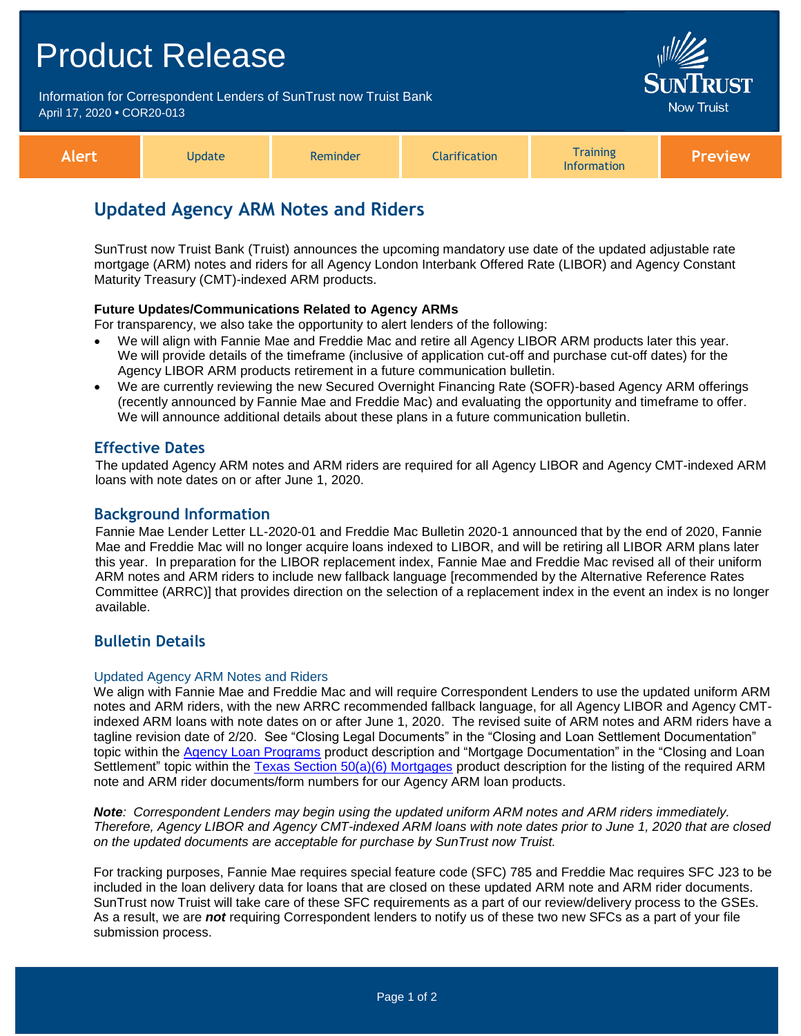# Product Release

Information for Correspondent Lenders of SunTrust now Truist Bank
April 17, 2020 • COR20-013

SunTrust Now Truist

| Alert | Update | Reminder | Clarification | Training Information | Preview |
|---|---|---|---|---|---|

## Updated Agency ARM Notes and Riders

SunTrust now Truist Bank (Truist) announces the upcoming mandatory use date of the updated adjustable rate mortgage (ARM) notes and riders for all Agency London Interbank Offered Rate (LIBOR) and Agency Constant Maturity Treasury (CMT)-indexed ARM products.

**Future Updates/Communications Related to Agency ARMs**

For transparency, we also take the opportunity to alert lenders of the following:

- We will align with Fannie Mae and Freddie Mac and retire all Agency LIBOR ARM products later this year. We will provide details of the timeframe (inclusive of application cut-off and purchase cut-off dates) for the Agency LIBOR ARM products retirement in a future communication bulletin.
- We are currently reviewing the new Secured Overnight Financing Rate (SOFR)-based Agency ARM offerings (recently announced by Fannie Mae and Freddie Mac) and evaluating the opportunity and timeframe to offer. We will announce additional details about these plans in a future communication bulletin.

### Effective Dates

The updated Agency ARM notes and ARM riders are required for all Agency LIBOR and Agency CMT-indexed ARM loans with note dates on or after June 1, 2020.

### Background Information

Fannie Mae Lender Letter LL-2020-01 and Freddie Mac Bulletin 2020-1 announced that by the end of 2020, Fannie Mae and Freddie Mac will no longer acquire loans indexed to LIBOR, and will be retiring all LIBOR ARM plans later this year. In preparation for the LIBOR replacement index, Fannie Mae and Freddie Mac revised all of their uniform ARM notes and ARM riders to include new fallback language [recommended by the Alternative Reference Rates Committee (ARRC)] that provides direction on the selection of a replacement index in the event an index is no longer available.

### Bulletin Details

#### Updated Agency ARM Notes and Riders

We align with Fannie Mae and Freddie Mac and will require Correspondent Lenders to use the updated uniform ARM notes and ARM riders, with the new ARRC recommended fallback language, for all Agency LIBOR and Agency CMT-indexed ARM loans with note dates on or after June 1, 2020. The revised suite of ARM notes and ARM riders have a tagline revision date of 2/20. See "Closing Legal Documents" in the "Closing and Loan Settlement Documentation" topic within the Agency Loan Programs product description and "Mortgage Documentation" in the "Closing and Loan Settlement" topic within the Texas Section 50(a)(6) Mortgages product description for the listing of the required ARM note and ARM rider documents/form numbers for our Agency ARM loan products.

***Note**: Correspondent Lenders may begin using the updated uniform ARM notes and ARM riders immediately. Therefore, Agency LIBOR and Agency CMT-indexed ARM loans with note dates prior to June 1, 2020 that are closed on the updated documents are acceptable for purchase by SunTrust now Truist.*

For tracking purposes, Fannie Mae requires special feature code (SFC) 785 and Freddie Mac requires SFC J23 to be included in the loan delivery data for loans that are closed on these updated ARM note and ARM rider documents. SunTrust now Truist will take care of these SFC requirements as a part of our review/delivery process to the GSEs. As a result, we are ***not*** requiring Correspondent lenders to notify us of these two new SFCs as a part of your file submission process.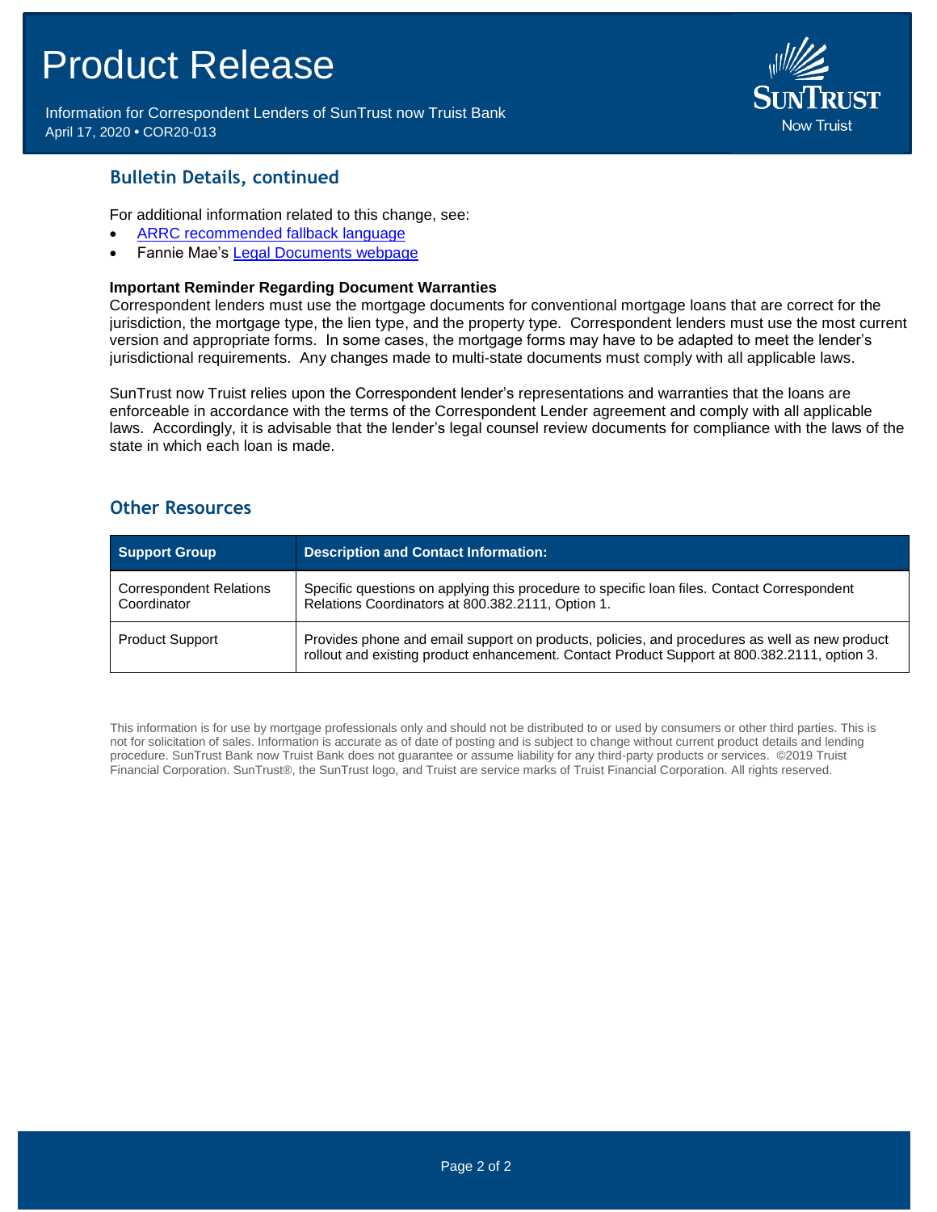## Bulletin Details, continued

For additional information related to this change, see:

- ARRC recommended fallback language
- Fannie Mae's Legal Documents webpage

**Important Reminder Regarding Document Warranties**

Correspondent lenders must use the mortgage documents for conventional mortgage loans that are correct for the jurisdiction, the mortgage type, the lien type, and the property type. Correspondent lenders must use the most current version and appropriate forms. In some cases, the mortgage forms may have to be adapted to meet the lender's jurisdictional requirements. Any changes made to multi-state documents must comply with all applicable laws.

SunTrust now Truist relies upon the Correspondent lender's representations and warranties that the loans are enforceable in accordance with the terms of the Correspondent Lender agreement and comply with all applicable laws. Accordingly, it is advisable that the lender's legal counsel review documents for compliance with the laws of the state in which each loan is made.

## Other Resources

| Support Group | Description and Contact Information: |
|---|---|
| Correspondent Relations Coordinator | Specific questions on applying this procedure to specific loan files. Contact Correspondent Relations Coordinators at 800.382.2111, Option 1. |
| Product Support | Provides phone and email support on products, policies, and procedures as well as new product rollout and existing product enhancement. Contact Product Support at 800.382.2111, option 3. |

This information is for use by mortgage professionals only and should not be distributed to or used by consumers or other third parties. This is not for solicitation of sales. Information is accurate as of date of posting and is subject to change without current product details and lending procedure. SunTrust Bank now Truist Bank does not guarantee or assume liability for any third-party products or services. ©2019 Truist Financial Corporation. SunTrust®, the SunTrust logo, and Truist are service marks of Truist Financial Corporation. All rights reserved.